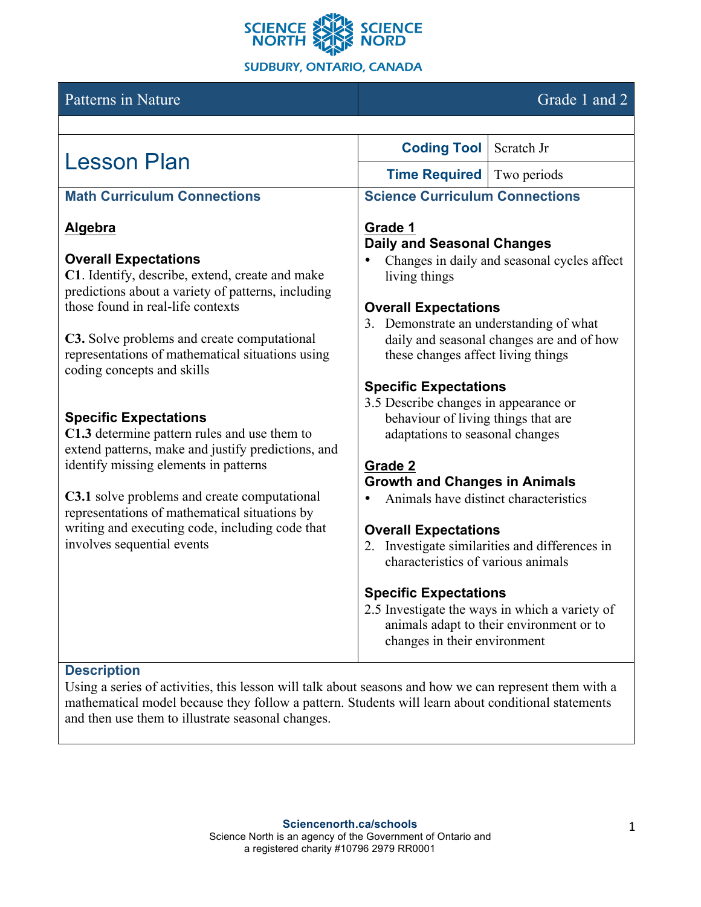SCIENCE NORTH SCIENCE NORD

SUDBURY, ONTARIO, CANADA

| Patterns in Nature | Grade 1 and 2 |
| --- | --- |

# Lesson Plan

| | |
| --- | --- |
| **Coding Tool** | Scratch Jr |
| **Time Required** | Two periods |

## Math Curriculum Connections

**Algebra**

### Overall Expectations

**C1**. Identify, describe, extend, create and make predictions about a variety of patterns, including those found in real-life contexts

**C3.** Solve problems and create computational representations of mathematical situations using coding concepts and skills

### Specific Expectations

**C1.3** determine pattern rules and use them to extend patterns, make and justify predictions, and identify missing elements in patterns

**C3.1** solve problems and create computational representations of mathematical situations by writing and executing code, including code that involves sequential events

## Science Curriculum Connections

**Grade 1**

### Daily and Seasonal Changes

- Changes in daily and seasonal cycles affect living things

### Overall Expectations

3. Demonstrate an understanding of what daily and seasonal changes are and of how these changes affect living things

### Specific Expectations

3.5 Describe changes in appearance or behaviour of living things that are adaptations to seasonal changes

**Grade 2**

### Growth and Changes in Animals

- Animals have distinct characteristics

### Overall Expectations

2. Investigate similarities and differences in characteristics of various animals

### Specific Expectations

2.5 Investigate the ways in which a variety of animals adapt to their environment or to changes in their environment

## Description

Using a series of activities, this lesson will talk about seasons and how we can represent them with a mathematical model because they follow a pattern. Students will learn about conditional statements and then use them to illustrate seasonal changes.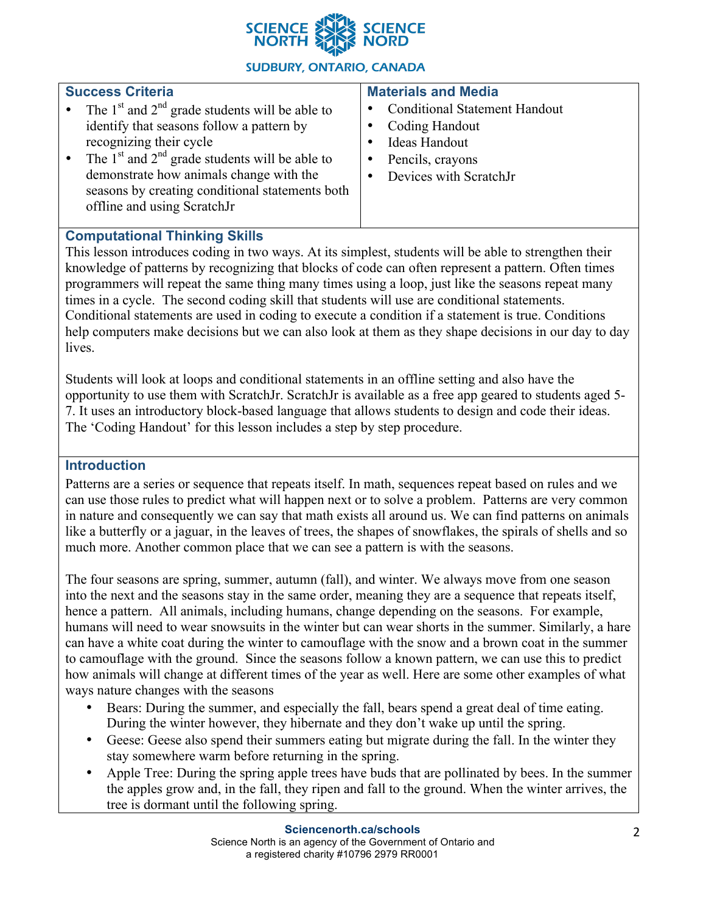| Success Criteria | Materials and Media |
|---|---|
| • The 1st and 2nd grade students will be able to identify that seasons follow a pattern by recognizing their cycle<br>• The 1st and 2nd grade students will be able to demonstrate how animals change with the seasons by creating conditional statements both offline and using ScratchJr | • Conditional Statement Handout<br>• Coding Handout<br>• Ideas Handout<br>• Pencils, crayons<br>• Devices with ScratchJr |

## Computational Thinking Skills

This lesson introduces coding in two ways. At its simplest, students will be able to strengthen their knowledge of patterns by recognizing that blocks of code can often represent a pattern. Often times programmers will repeat the same thing many times using a loop, just like the seasons repeat many times in a cycle. The second coding skill that students will use are conditional statements. Conditional statements are used in coding to execute a condition if a statement is true. Conditions help computers make decisions but we can also look at them as they shape decisions in our day to day lives.

Students will look at loops and conditional statements in an offline setting and also have the opportunity to use them with ScratchJr. ScratchJr is available as a free app geared to students aged 5-7. It uses an introductory block-based language that allows students to design and code their ideas. The 'Coding Handout' for this lesson includes a step by step procedure.

## Introduction

Patterns are a series or sequence that repeats itself. In math, sequences repeat based on rules and we can use those rules to predict what will happen next or to solve a problem. Patterns are very common in nature and consequently we can say that math exists all around us. We can find patterns on animals like a butterfly or a jaguar, in the leaves of trees, the shapes of snowflakes, the spirals of shells and so much more. Another common place that we can see a pattern is with the seasons.

The four seasons are spring, summer, autumn (fall), and winter. We always move from one season into the next and the seasons stay in the same order, meaning they are a sequence that repeats itself, hence a pattern. All animals, including humans, change depending on the seasons. For example, humans will need to wear snowsuits in the winter but can wear shorts in the summer. Similarly, a hare can have a white coat during the winter to camouflage with the snow and a brown coat in the summer to camouflage with the ground. Since the seasons follow a known pattern, we can use this to predict how animals will change at different times of the year as well. Here are some other examples of what ways nature changes with the seasons

- Bears: During the summer, and especially the fall, bears spend a great deal of time eating. During the winter however, they hibernate and they don't wake up until the spring.
- Geese: Geese also spend their summers eating but migrate during the fall. In the winter they stay somewhere warm before returning in the spring.
- Apple Tree: During the spring apple trees have buds that are pollinated by bees. In the summer the apples grow and, in the fall, they ripen and fall to the ground. When the winter arrives, the tree is dormant until the following spring.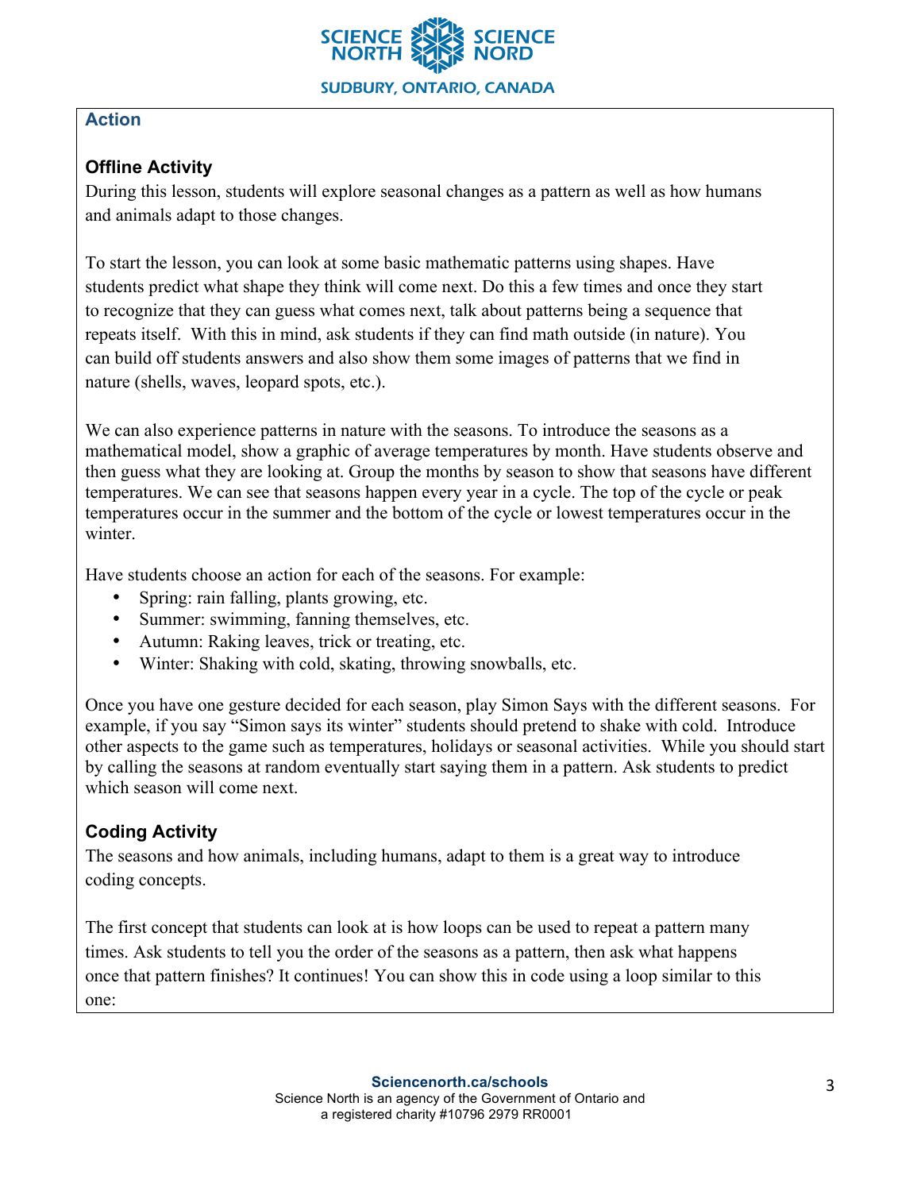## Action

### Offline Activity

During this lesson, students will explore seasonal changes as a pattern as well as how humans and animals adapt to those changes.

To start the lesson, you can look at some basic mathematic patterns using shapes. Have students predict what shape they think will come next. Do this a few times and once they start to recognize that they can guess what comes next, talk about patterns being a sequence that repeats itself. With this in mind, ask students if they can find math outside (in nature). You can build off students answers and also show them some images of patterns that we find in nature (shells, waves, leopard spots, etc.).

We can also experience patterns in nature with the seasons. To introduce the seasons as a mathematical model, show a graphic of average temperatures by month. Have students observe and then guess what they are looking at. Group the months by season to show that seasons have different temperatures. We can see that seasons happen every year in a cycle. The top of the cycle or peak temperatures occur in the summer and the bottom of the cycle or lowest temperatures occur in the winter.

Have students choose an action for each of the seasons. For example:

- Spring: rain falling, plants growing, etc.
- Summer: swimming, fanning themselves, etc.
- Autumn: Raking leaves, trick or treating, etc.
- Winter: Shaking with cold, skating, throwing snowballs, etc.

Once you have one gesture decided for each season, play Simon Says with the different seasons. For example, if you say "Simon says its winter" students should pretend to shake with cold. Introduce other aspects to the game such as temperatures, holidays or seasonal activities. While you should start by calling the seasons at random eventually start saying them in a pattern. Ask students to predict which season will come next.

### Coding Activity

The seasons and how animals, including humans, adapt to them is a great way to introduce coding concepts.

The first concept that students can look at is how loops can be used to repeat a pattern many times. Ask students to tell you the order of the seasons as a pattern, then ask what happens once that pattern finishes? It continues! You can show this in code using a loop similar to this one: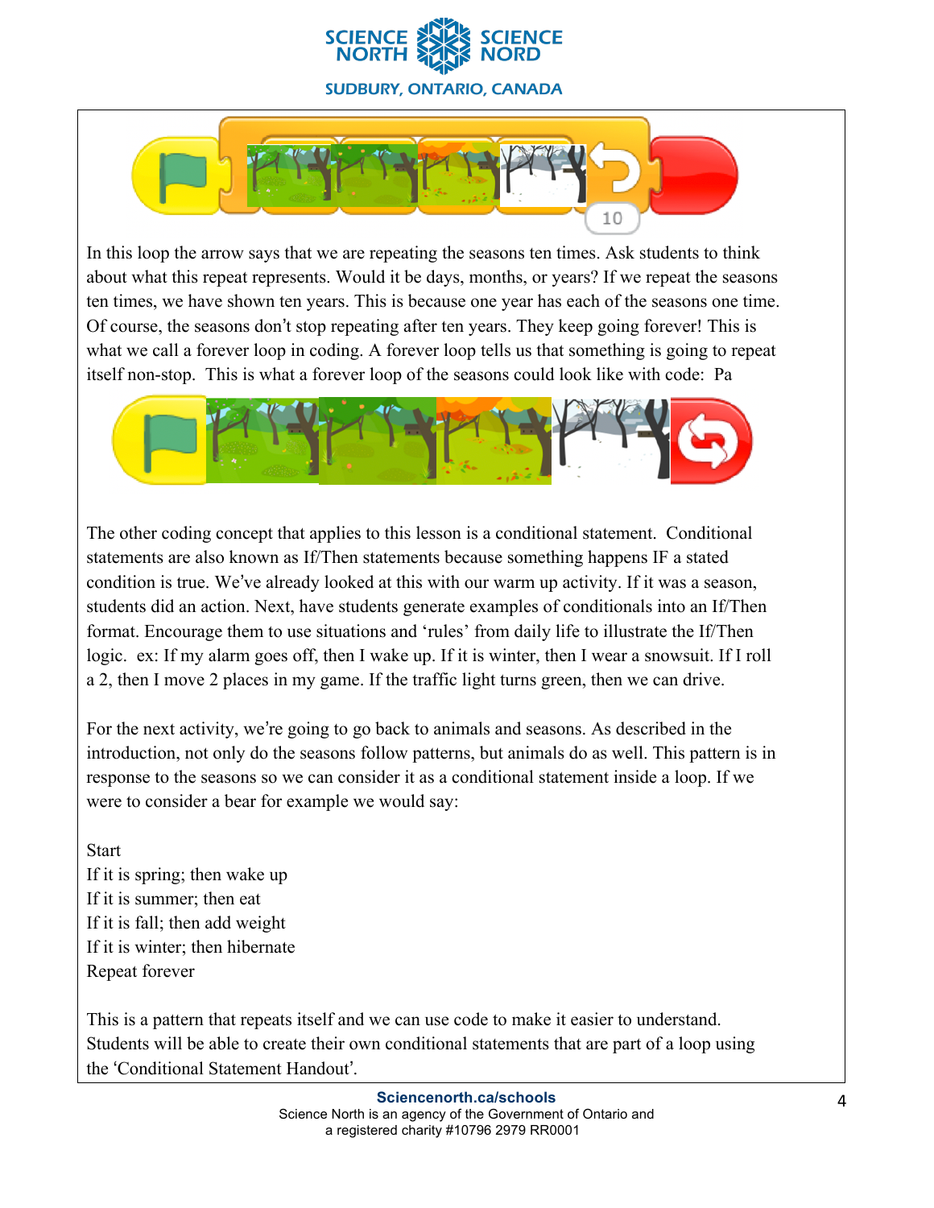In this loop the arrow says that we are repeating the seasons ten times. Ask students to think about what this repeat represents. Would it be days, months, or years? If we repeat the seasons ten times, we have shown ten years. This is because one year has each of the seasons one time. Of course, the seasons don't stop repeating after ten years. They keep going forever! This is what we call a forever loop in coding. A forever loop tells us that something is going to repeat itself non-stop. This is what a forever loop of the seasons could look like with code: Pa

The other coding concept that applies to this lesson is a conditional statement. Conditional statements are also known as If/Then statements because something happens IF a stated condition is true. We've already looked at this with our warm up activity. If it was a season, students did an action. Next, have students generate examples of conditionals into an If/Then format. Encourage them to use situations and 'rules' from daily life to illustrate the If/Then logic. ex: If my alarm goes off, then I wake up. If it is winter, then I wear a snowsuit. If I roll a 2, then I move 2 places in my game. If the traffic light turns green, then we can drive.

For the next activity, we're going to go back to animals and seasons. As described in the introduction, not only do the seasons follow patterns, but animals do as well. This pattern is in response to the seasons so we can consider it as a conditional statement inside a loop. If we were to consider a bear for example we would say:

Start
If it is spring; then wake up
If it is summer; then eat
If it is fall; then add weight
If it is winter; then hibernate
Repeat forever

This is a pattern that repeats itself and we can use code to make it easier to understand. Students will be able to create their own conditional statements that are part of a loop using the 'Conditional Statement Handout'.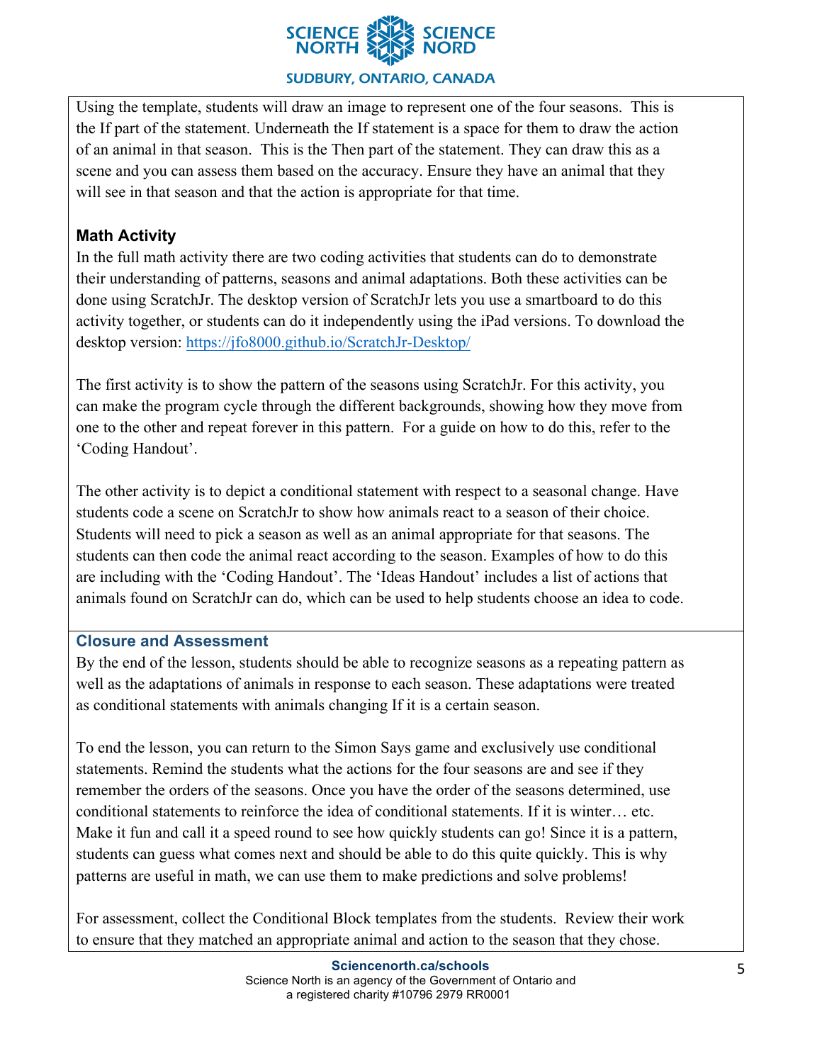Using the template, students will draw an image to represent one of the four seasons. This is the If part of the statement. Underneath the If statement is a space for them to draw the action of an animal in that season. This is the Then part of the statement. They can draw this as a scene and you can assess them based on the accuracy. Ensure they have an animal that they will see in that season and that the action is appropriate for that time.

### Math Activity

In the full math activity there are two coding activities that students can do to demonstrate their understanding of patterns, seasons and animal adaptations. Both these activities can be done using ScratchJr. The desktop version of ScratchJr lets you use a smartboard to do this activity together, or students can do it independently using the iPad versions. To download the desktop version: https://jfo8000.github.io/ScratchJr-Desktop/

The first activity is to show the pattern of the seasons using ScratchJr. For this activity, you can make the program cycle through the different backgrounds, showing how they move from one to the other and repeat forever in this pattern. For a guide on how to do this, refer to the 'Coding Handout'.

The other activity is to depict a conditional statement with respect to a seasonal change. Have students code a scene on ScratchJr to show how animals react to a season of their choice. Students will need to pick a season as well as an animal appropriate for that seasons. The students can then code the animal react according to the season. Examples of how to do this are including with the 'Coding Handout'. The 'Ideas Handout' includes a list of actions that animals found on ScratchJr can do, which can be used to help students choose an idea to code.

### Closure and Assessment

By the end of the lesson, students should be able to recognize seasons as a repeating pattern as well as the adaptations of animals in response to each season. These adaptations were treated as conditional statements with animals changing If it is a certain season.

To end the lesson, you can return to the Simon Says game and exclusively use conditional statements. Remind the students what the actions for the four seasons are and see if they remember the orders of the seasons. Once you have the order of the seasons determined, use conditional statements to reinforce the idea of conditional statements. If it is winter… etc. Make it fun and call it a speed round to see how quickly students can go! Since it is a pattern, students can guess what comes next and should be able to do this quite quickly. This is why patterns are useful in math, we can use them to make predictions and solve problems!

For assessment, collect the Conditional Block templates from the students. Review their work to ensure that they matched an appropriate animal and action to the season that they chose.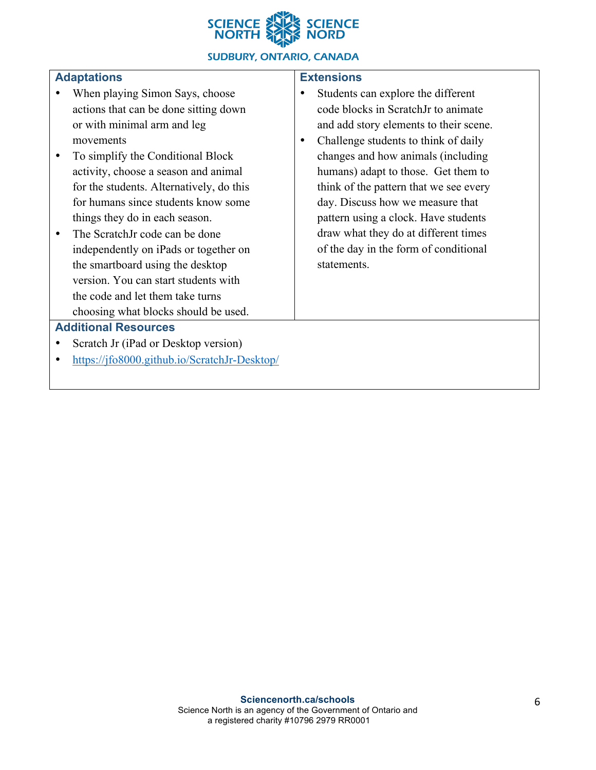### Adaptations

- When playing Simon Says, choose actions that can be done sitting down or with minimal arm and leg movements
- To simplify the Conditional Block activity, choose a season and animal for the students. Alternatively, do this for humans since students know some things they do in each season.
- The ScratchJr code can be done independently on iPads or together on the smartboard using the desktop version. You can start students with the code and let them take turns choosing what blocks should be used.

### Extensions

- Students can explore the different code blocks in ScratchJr to animate and add story elements to their scene.
- Challenge students to think of daily changes and how animals (including humans) adapt to those. Get them to think of the pattern that we see every day. Discuss how we measure that pattern using a clock. Have students draw what they do at different times of the day in the form of conditional statements.

### Additional Resources

- Scratch Jr (iPad or Desktop version)
- https://jfo8000.github.io/ScratchJr-Desktop/